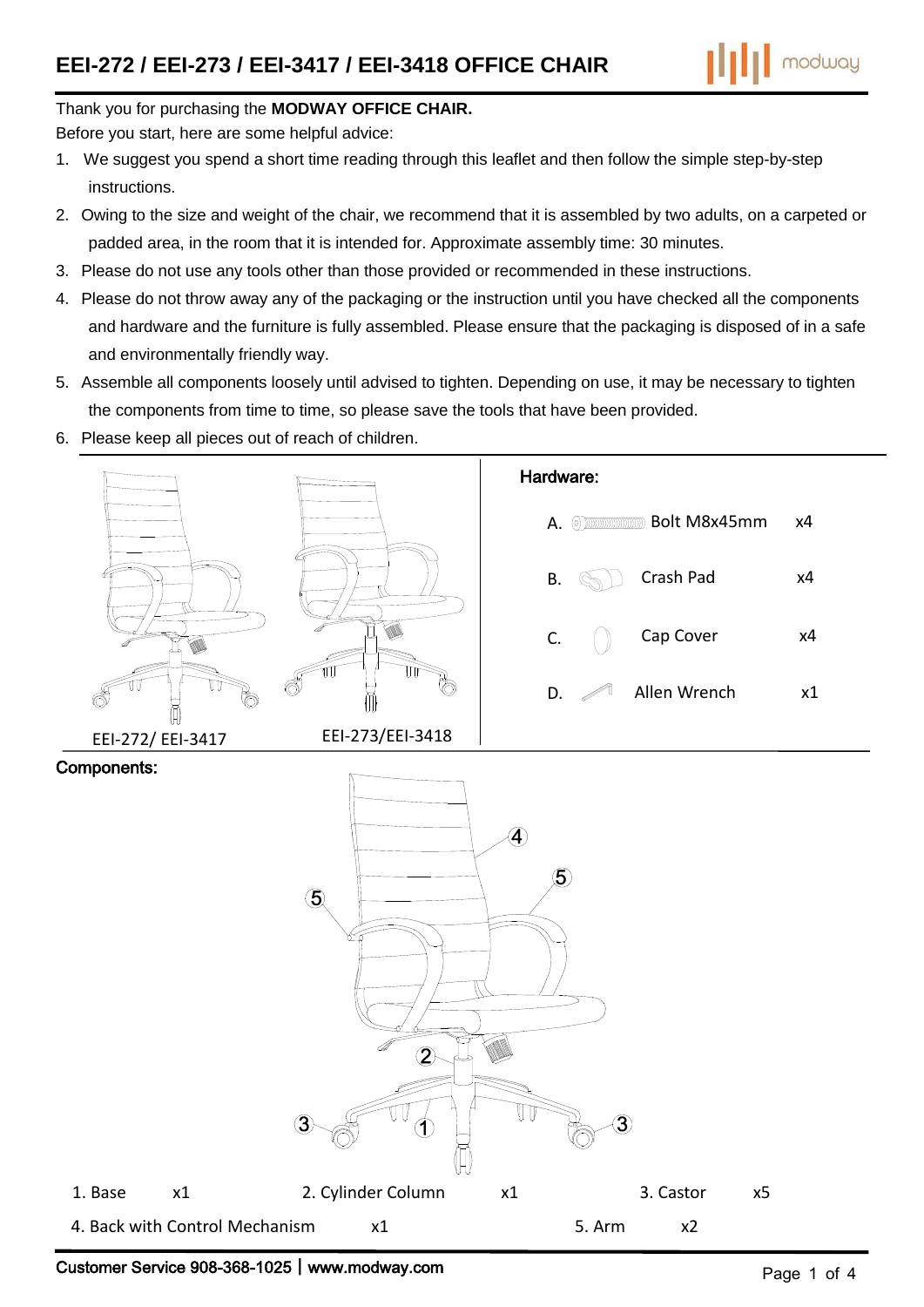# EEI-272 / EEI-273 / EEI-3417 / EEI-3418 OFFICE CHAIR

Thank you for purchasing the **MODWAY OFFICE CHAIR.**

Before you start, here are some helpful advice:

1. We suggest you spend a short time reading through this leaflet and then follow the simple step-by-step instructions.
2. Owing to the size and weight of the chair, we recommend that it is assembled by two adults, on a carpeted or padded area, in the room that it is intended for. Approximate assembly time: 30 minutes.
3. Please do not use any tools other than those provided or recommended in these instructions.
4. Please do not throw away any of the packaging or the instruction until you have checked all the components and hardware and the furniture is fully assembled. Please ensure that the packaging is disposed of in a safe and environmentally friendly way.
5. Assemble all components loosely until advised to tighten. Depending on use, it may be necessary to tighten the components from time to time, so please save the tools that have been provided.
6. Please keep all pieces out of reach of children.

EEI-272/ EEI-3417

EEI-273/EEI-3418

## Hardware:

| | Item | Qty |
|---|---|---|
| A. | Bolt M8x45mm | x4 |
| B. | Crash Pad | x4 |
| C. | Cap Cover | x4 |
| D. | Allen Wrench | x1 |

## Components:

| Component | Qty |
|---|---|
| 1. Base | x1 |
| 2. Cylinder Column | x1 |
| 3. Castor | x5 |
| 4. Back with Control Mechanism | x1 |
| 5. Arm | x2 |

Customer Service 908-368-1025 | www.modway.com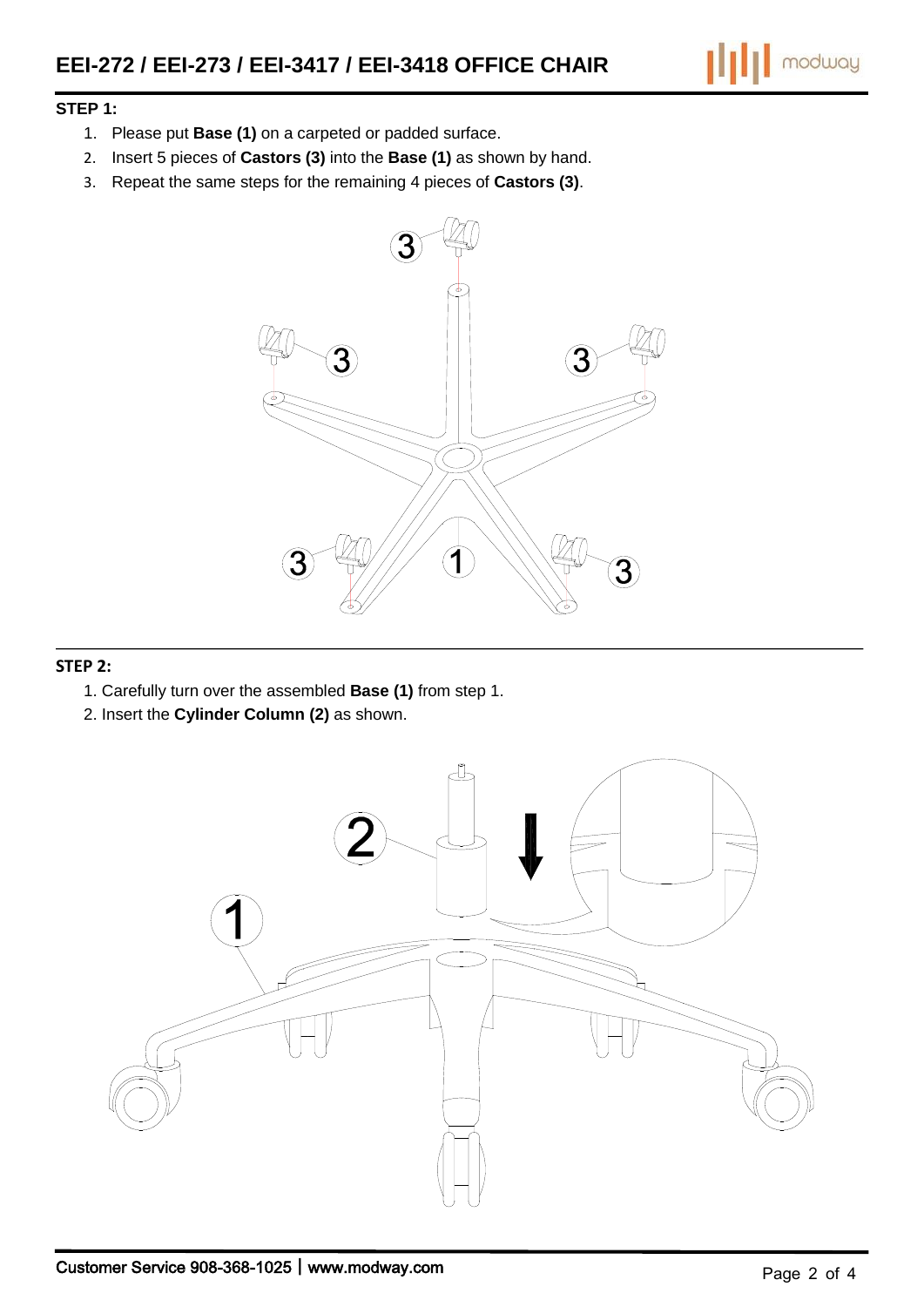# EEI-272 / EEI-273 / EEI-3417 / EEI-3418 OFFICE CHAIR

**STEP 1:**

1. Please put **Base (1)** on a carpeted or padded surface.
2. Insert 5 pieces of **Castors (3)** into the **Base (1)** as shown by hand.
3. Repeat the same steps for the remaining 4 pieces of **Castors (3)**.

**STEP 2:**

1. Carefully turn over the assembled **Base (1)** from step 1.
2. Insert the **Cylinder Column (2)** as shown.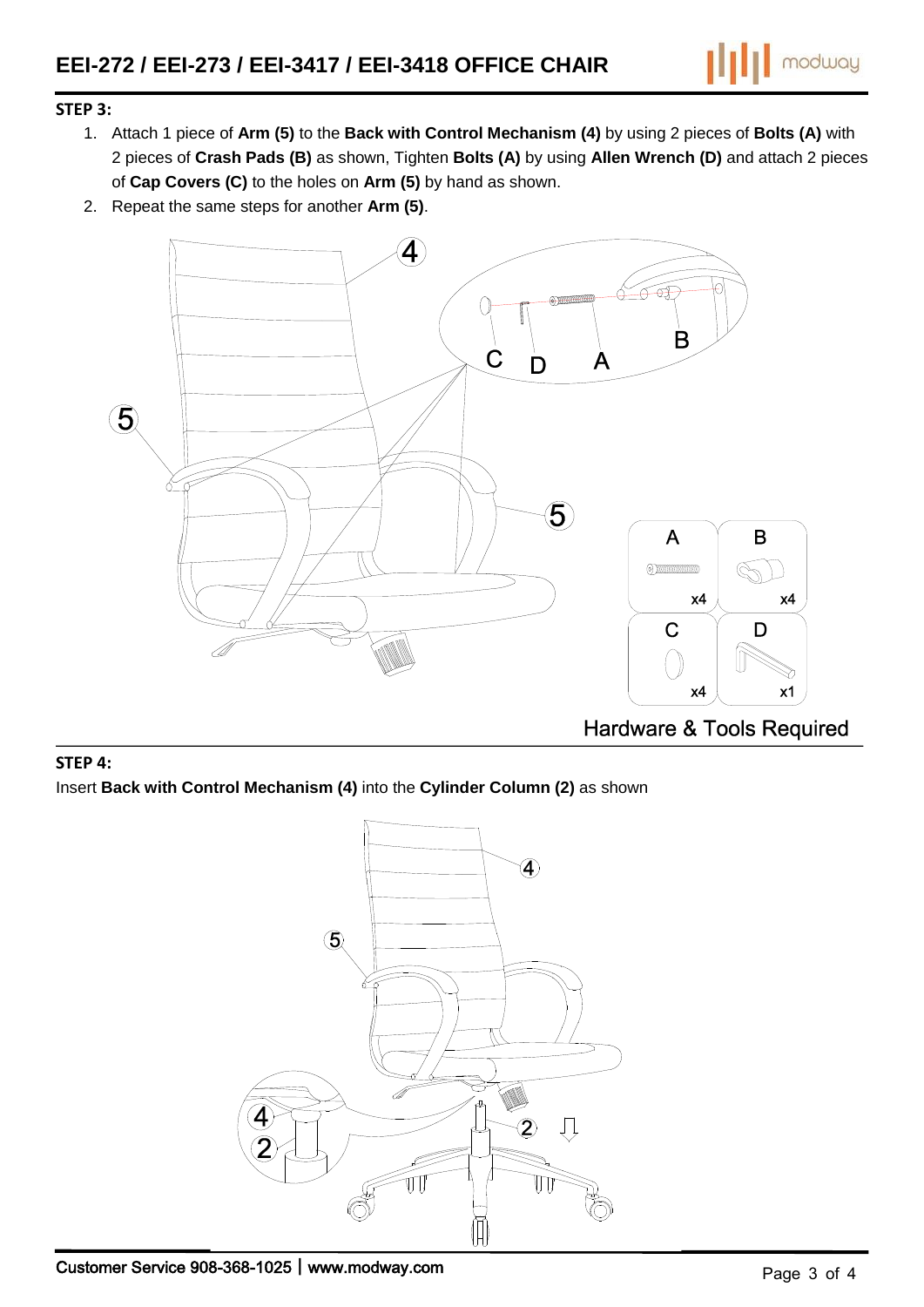**STEP 3:**

1. Attach 1 piece of **Arm (5)** to the **Back with Control Mechanism (4)** by using 2 pieces of **Bolts (A)** with 2 pieces of **Crash Pads (B)** as shown, Tighten **Bolts (A)** by using **Allen Wrench (D)** and attach 2 pieces of **Cap Covers (C)** to the holes on **Arm (5)** by hand as shown.
2. Repeat the same steps for another **Arm (5)**.

| A | B |
| --- | --- |
| x4 | x4 |
| **C** | **D** |
| x4 | x1 |

Hardware & Tools Required

**STEP 4:**

Insert **Back with Control Mechanism (4)** into the **Cylinder Column (2)** as shown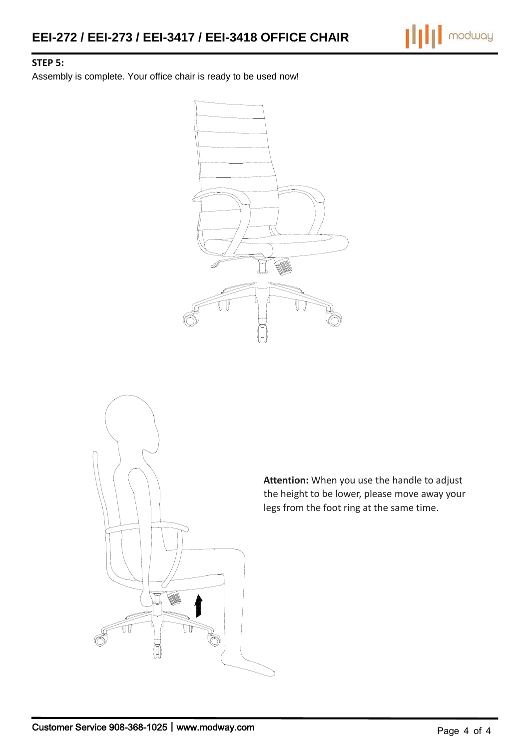**STEP 5:**

Assembly is complete. Your office chair is ready to be used now!

**Attention:** When you use the handle to adjust the height to be lower, please move away your legs from the foot ring at the same time.